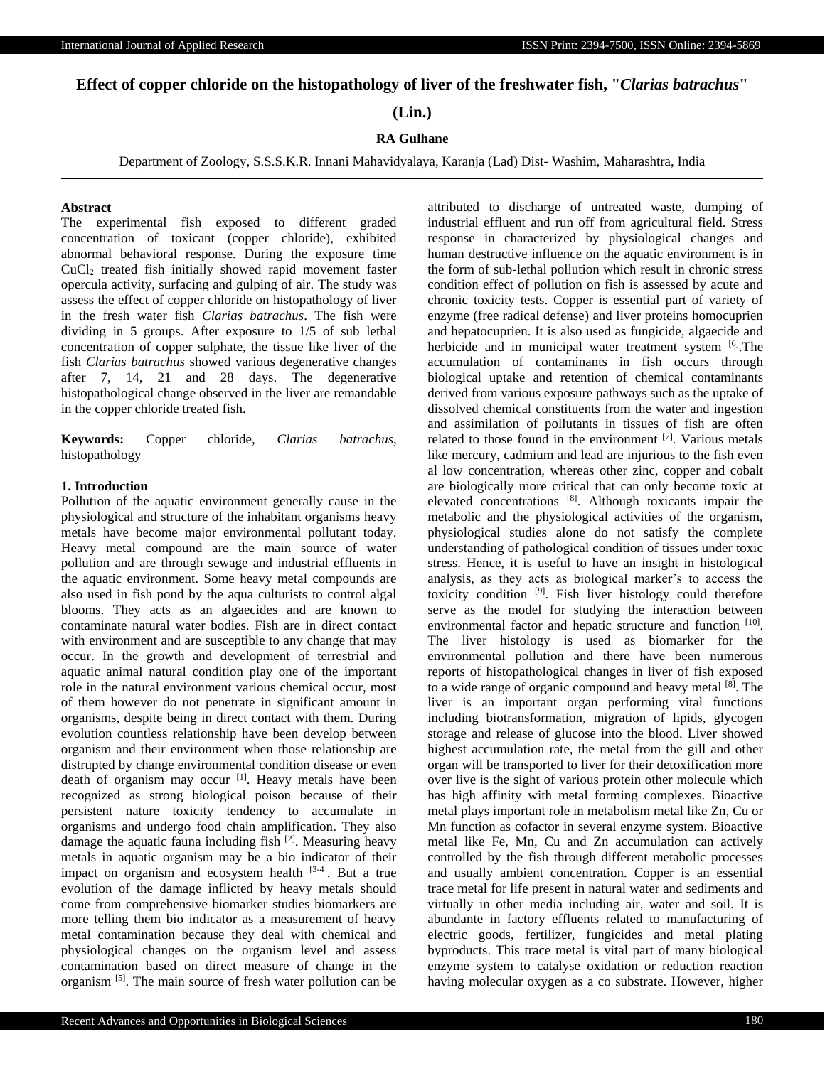# Effect of copper chloride on the histopathology of liver of the freshwater fish, "*Clarias batrachus*" (Lin.)

**RA Gulhane**

Department of Zoology, S.S.S.K.R. Innani Mahavidyalaya, Karanja (Lad) Dist- Washim, Maharashtra, India

---

**Abstract**

The experimental fish exposed to different graded concentration of toxicant (copper chloride), exhibited abnormal behavioral response. During the exposure time $CuCl_2$ treated fish initially showed rapid movement faster opercula activity, surfacing and gulping of air. The study was assess the effect of copper chloride on histopathology of liver in the fresh water fish *Clarias batrachus*. The fish were dividing in 5 groups. After exposure to 1/5 of sub lethal concentration of copper sulphate, the tissue like liver of the fish *Clarias batrachus* showed various degenerative changes after 7, 14, 21 and 28 days. The degenerative histopathological change observed in the liver are remandable in the copper chloride treated fish.

**Keywords:** Copper chloride, *Clarias batrachus*, histopathology

## 1. Introduction

Pollution of the aquatic environment generally cause in the physiological and structure of the inhabitant organisms heavy metals have become major environmental pollutant today. Heavy metal compound are the main source of water pollution and are through sewage and industrial effluents in the aquatic environment. Some heavy metal compounds are also used in fish pond by the aqua culturists to control algal blooms. They acts as an algaecides and are known to contaminate natural water bodies. Fish are in direct contact with environment and are susceptible to any change that may occur. In the growth and development of terrestrial and aquatic animal natural condition play one of the important role in the natural environment various chemical occur, most of them however do not penetrate in significant amount in organisms, despite being in direct contact with them. During evolution countless relationship have been develop between organism and their environment when those relationship are distrupted by change environmental condition disease or even death of organism may occur [1]. Heavy metals have been recognized as strong biological poison because of their persistent nature toxicity tendency to accumulate in organisms and undergo food chain amplification. They also damage the aquatic fauna including fish [2]. Measuring heavy metals in aquatic organism may be a bio indicator of their impact on organism and ecosystem health [3-4]. But a true evolution of the damage inflicted by heavy metals should come from comprehensive biomarker studies biomarkers are more telling them bio indicator as a measurement of heavy metal contamination because they deal with chemical and physiological changes on the organism level and assess contamination based on direct measure of change in the organism [5]. The main source of fresh water pollution can be attributed to discharge of untreated waste, dumping of industrial effluent and run off from agricultural field. Stress response in characterized by physiological changes and human destructive influence on the aquatic environment is in the form of sub-lethal pollution which result in chronic stress condition effect of pollution on fish is assessed by acute and chronic toxicity tests. Copper is essential part of variety of enzyme (free radical defense) and liver proteins homocuprien and hepatocuprien. It is also used as fungicide, algaecide and herbicide and in municipal water treatment system [6].The accumulation of contaminants in fish occurs through biological uptake and retention of chemical contaminants derived from various exposure pathways such as the uptake of dissolved chemical constituents from the water and ingestion and assimilation of pollutants in tissues of fish are often related to those found in the environment [7]. Various metals like mercury, cadmium and lead are injurious to the fish even al low concentration, whereas other zinc, copper and cobalt are biologically more critical that can only become toxic at elevated concentrations [8]. Although toxicants impair the metabolic and the physiological activities of the organism, physiological studies alone do not satisfy the complete understanding of pathological condition of tissues under toxic stress. Hence, it is useful to have an insight in histological analysis, as they acts as biological marker's to access the toxicity condition [9]. Fish liver histology could therefore serve as the model for studying the interaction between environmental factor and hepatic structure and function [10]. The liver histology is used as biomarker for the environmental pollution and there have been numerous reports of histopathological changes in liver of fish exposed to a wide range of organic compound and heavy metal [8]. The liver is an important organ performing vital functions including biotransformation, migration of lipids, glycogen storage and release of glucose into the blood. Liver showed highest accumulation rate, the metal from the gill and other organ will be transported to liver for their detoxification more over live is the sight of various protein other molecule which has high affinity with metal forming complexes. Bioactive metal plays important role in metabolism metal like Zn, Cu or Mn function as cofactor in several enzyme system. Bioactive metal like Fe, Mn, Cu and Zn accumulation can actively controlled by the fish through different metabolic processes and usually ambient concentration. Copper is an essential trace metal for life present in natural water and sediments and virtually in other media including air, water and soil. It is abundante in factory effluents related to manufacturing of electric goods, fertilizer, fungicides and metal plating byproducts. This trace metal is vital part of many biological enzyme system to catalyse oxidation or reduction reaction having molecular oxygen as a co substrate. However, higher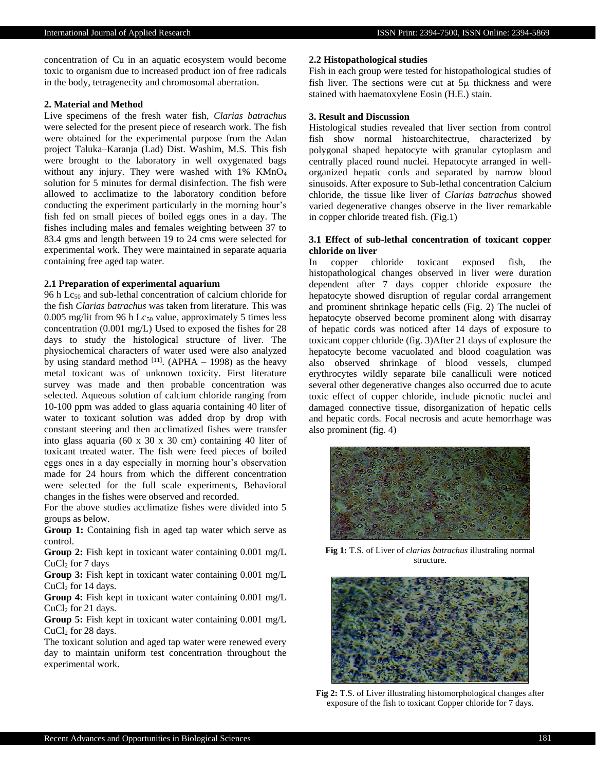concentration of Cu in an aquatic ecosystem would become toxic to organism due to increased product ion of free radicals in the body, tetragenecity and chromosomal aberration.

## 2. Material and Method

Live specimens of the fresh water fish, *Clarias batrachus* were selected for the present piece of research work. The fish were obtained for the experimental purpose from the Adan project Taluka–Karanja (Lad) Dist. Washim, M.S. This fish were brought to the laboratory in well oxygenated bags without any injury. They were washed with 1% $KMnO_4$ solution for 5 minutes for dermal disinfection. The fish were allowed to acclimatize to the laboratory condition before conducting the experiment particularly in the morning hour's fish fed on small pieces of boiled eggs ones in a day. The fishes including males and females weighting between 37 to 83.4 gms and length between 19 to 24 cms were selected for experimental work. They were maintained in separate aquaria containing free aged tap water.

### 2.1 Preparation of experimental aquarium

96 h $Lc_{50}$ and sub-lethal concentration of calcium chloride for the fish *Clarias batrachus* was taken from literature. This was 0.005 mg/lit from 96 h $Lc_{50}$ value, approximately 5 times less concentration (0.001 mg/L) Used to exposed the fishes for 28 days to study the histological structure of liver. The physiochemical characters of water used were also analyzed by using standard method [11]. (APHA – 1998) as the heavy metal toxicant was of unknown toxicity. First literature survey was made and then probable concentration was selected. Aqueous solution of calcium chloride ranging from 10-100 ppm was added to glass aquaria containing 40 liter of water to toxicant solution was added drop by drop with constant steering and then acclimatized fishes were transfer into glass aquaria (60 x 30 x 30 cm) containing 40 liter of toxicant treated water. The fish were feed pieces of boiled eggs ones in a day especially in morning hour's observation made for 24 hours from which the different concentration were selected for the full scale experiments, Behavioral changes in the fishes were observed and recorded.

For the above studies acclimatize fishes were divided into 5 groups as below.

**Group 1:** Containing fish in aged tap water which serve as control.

**Group 2:** Fish kept in toxicant water containing 0.001 mg/L $CuCl_2$ for 7 days

**Group 3:** Fish kept in toxicant water containing 0.001 mg/L $CuCl_2$ for 14 days.

**Group 4:** Fish kept in toxicant water containing 0.001 mg/L $CuCl_2$ for 21 days.

**Group 5:** Fish kept in toxicant water containing 0.001 mg/L $CuCl_2$ for 28 days.

The toxicant solution and aged tap water were renewed every day to maintain uniform test concentration throughout the experimental work.

### 2.2 Histopathological studies

Fish in each group were tested for histopathological studies of fish liver. The sections were cut at 5μ thickness and were stained with haematoxylene Eosin (H.E.) stain.

## 3. Result and Discussion

Histological studies revealed that liver section from control fish show normal histoarchitectrue, characterized by polygonal shaped hepatocyte with granular cytoplasm and centrally placed round nuclei. Hepatocyte arranged in well-organized hepatic cords and separated by narrow blood sinusoids. After exposure to Sub-lethal concentration Calcium chloride, the tissue like liver of *Clarias batrachus* showed varied degenerative changes observe in the liver remarkable in copper chloride treated fish. (Fig.1)

### 3.1 Effect of sub-lethal concentration of toxicant copper chloride on liver

In copper chloride toxicant exposed fish, the histopathological changes observed in liver were duration dependent after 7 days copper chloride exposure the hepatocyte showed disruption of regular cordal arrangement and prominent shrinkage hepatic cells (Fig. 2) The nuclei of hepatocyte observed become prominent along with disarray of hepatic cords was noticed after 14 days of exposure to toxicant copper chloride (fig. 3)After 21 days of explosure the hepatocyte become vacuolated and blood coagulation was also observed shrinkage of blood vessels, clumped erythrocytes wildly separate bile canalliculi were noticed several other degenerative changes also occurred due to acute toxic effect of copper chloride, include picnotic nuclei and damaged connective tissue, disorganization of hepatic cells and hepatic cords. Focal necrosis and acute hemorrhage was also prominent (fig. 4)

**Fig 1:** T.S. of Liver of *clarias batrachus* illustraling normal structure.

**Fig 2:** T.S. of Liver illustraling histomorphological changes after exposure of the fish to toxicant Copper chloride for 7 days.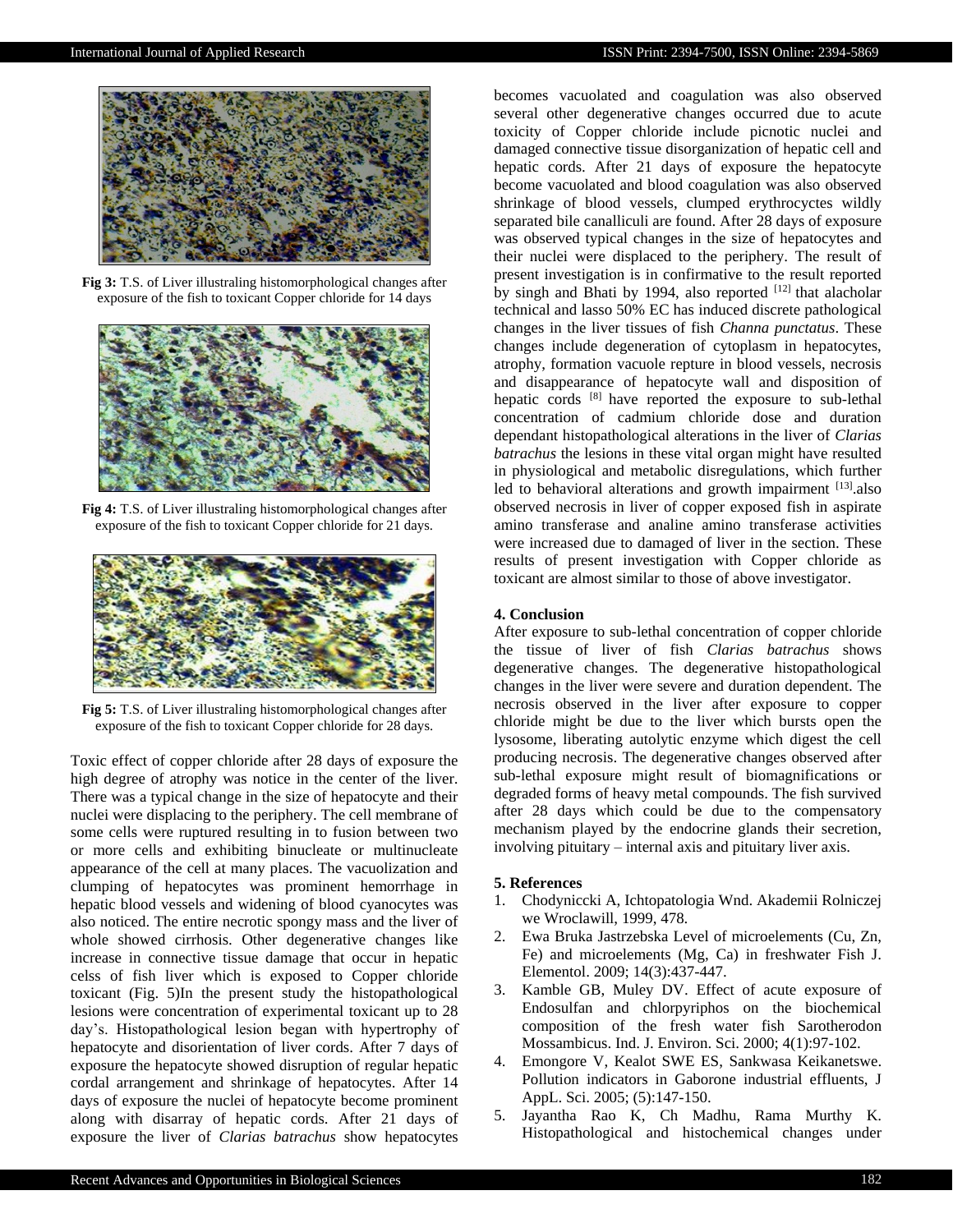**Fig 3:** T.S. of Liver illustraling histomorphological changes after exposure of the fish to toxicant Copper chloride for 14 days

**Fig 4:** T.S. of Liver illustraling histomorphological changes after exposure of the fish to toxicant Copper chloride for 21 days.

**Fig 5:** T.S. of Liver illustraling histomorphological changes after exposure of the fish to toxicant Copper chloride for 28 days.

Toxic effect of copper chloride after 28 days of exposure the high degree of atrophy was notice in the center of the liver. There was a typical change in the size of hepatocyte and their nuclei were displacing to the periphery. The cell membrane of some cells were ruptured resulting in to fusion between two or more cells and exhibiting binucleate or multinucleate appearance of the cell at many places. The vacuolization and clumping of hepatocytes was prominent hemorrhage in hepatic blood vessels and widening of blood cyanocytes was also noticed. The entire necrotic spongy mass and the liver of whole showed cirrhosis. Other degenerative changes like increase in connective tissue damage that occur in hepatic celss of fish liver which is exposed to Copper chloride toxicant (Fig. 5)In the present study the histopathological lesions were concentration of experimental toxicant up to 28 day's. Histopathological lesion began with hypertrophy of hepatocyte and disorientation of liver cords. After 7 days of exposure the hepatocyte showed disruption of regular hepatic cordal arrangement and shrinkage of hepatocytes. After 14 days of exposure the nuclei of hepatocyte become prominent along with disarray of hepatic cords. After 21 days of exposure the liver of *Clarias batrachus* show hepatocytes becomes vacuolated and coagulation was also observed several other degenerative changes occurred due to acute toxicity of Copper chloride include picnotic nuclei and damaged connective tissue disorganization of hepatic cell and hepatic cords. After 21 days of exposure the hepatocyte become vacuolated and blood coagulation was also observed shrinkage of blood vessels, clumped erythrocyctes wildly separated bile canalliculi are found. After 28 days of exposure was observed typical changes in the size of hepatocytes and their nuclei were displaced to the periphery. The result of present investigation is in confirmative to the result reported by singh and Bhati by 1994, also reported [12] that alacholar technical and lasso 50% EC has induced discrete pathological changes in the liver tissues of fish *Channa punctatus*. These changes include degeneration of cytoplasm in hepatocytes, atrophy, formation vacuole repture in blood vessels, necrosis and disappearance of hepatocyte wall and disposition of hepatic cords [8] have reported the exposure to sub-lethal concentration of cadmium chloride dose and duration dependant histopathological alterations in the liver of *Clarias batrachus* the lesions in these vital organ might have resulted in physiological and metabolic disregulations, which further led to behavioral alterations and growth impairment [13].also observed necrosis in liver of copper exposed fish in aspirate amino transferase and analine amino transferase activities were increased due to damaged of liver in the section. These results of present investigation with Copper chloride as toxicant are almost similar to those of above investigator.

## 4. Conclusion

After exposure to sub-lethal concentration of copper chloride the tissue of liver of fish *Clarias batrachus* shows degenerative changes. The degenerative histopathological changes in the liver were severe and duration dependent. The necrosis observed in the liver after exposure to copper chloride might be due to the liver which bursts open the lysosome, liberating autolytic enzyme which digest the cell producing necrosis. The degenerative changes observed after sub-lethal exposure might result of biomagnifications or degraded forms of heavy metal compounds. The fish survived after 28 days which could be due to the compensatory mechanism played by the endocrine glands their secretion, involving pituitary – internal axis and pituitary liver axis.

## 5. References

1. Chodyniccki A, Ichtopatologia Wnd. Akademii Rolniczej we Wroclawill, 1999, 478.
2. Ewa Bruka Jastrzebska Level of microelements (Cu, Zn, Fe) and microelements (Mg, Ca) in freshwater Fish J. Elementol. 2009; 14(3):437-447.
3. Kamble GB, Muley DV. Effect of acute exposure of Endosulfan and chlorpyriphos on the biochemical composition of the fresh water fish Sarotherodon Mossambicus. Ind. J. Environ. Sci. 2000; 4(1):97-102.
4. Emongore V, Kealot SWE ES, Sankwasa Keikanetswe. Pollution indicators in Gaborone industrial effluents, J AppL. Sci. 2005; (5):147-150.
5. Jayantha Rao K, Ch Madhu, Rama Murthy K. Histopathological and histochemical changes under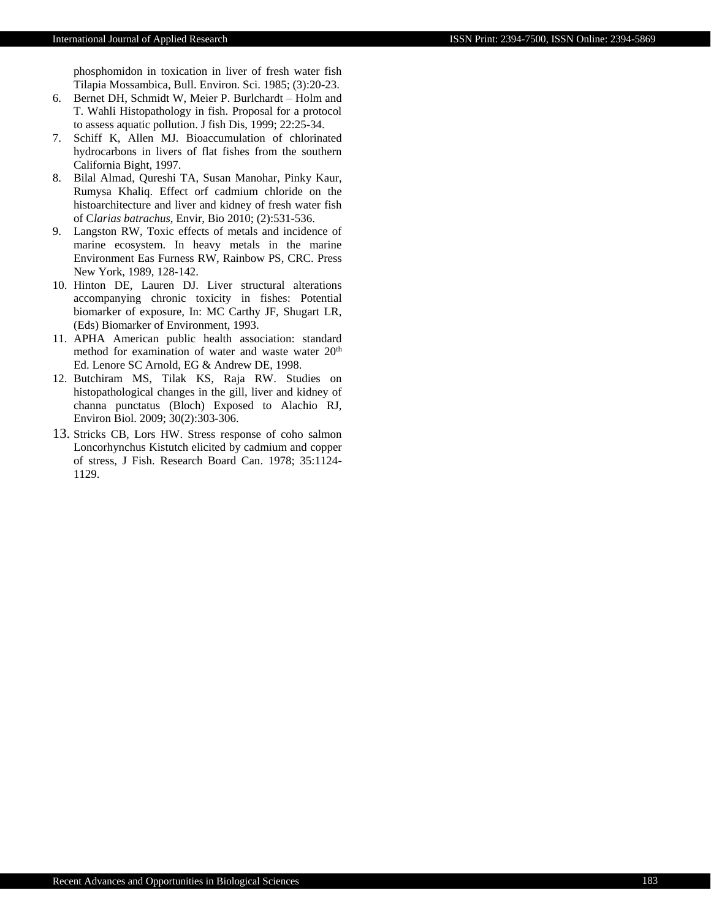phosphomidon in toxication in liver of fresh water fish Tilapia Mossambica, Bull. Environ. Sci. 1985; (3):20-23.

6. Bernet DH, Schmidt W, Meier P. Burlchardt – Holm and T. Wahli Histopathology in fish. Proposal for a protocol to assess aquatic pollution. J fish Dis, 1999; 22:25-34.
7. Schiff K, Allen MJ. Bioaccumulation of chlorinated hydrocarbons in livers of flat fishes from the southern California Bight, 1997.
8. Bilal Almad, Qureshi TA, Susan Manohar, Pinky Kaur, Rumysa Khaliq. Effect orf cadmium chloride on the histoarchitecture and liver and kidney of fresh water fish of C*larias batrachus*, Envir, Bio 2010; (2):531-536.
9. Langston RW, Toxic effects of metals and incidence of marine ecosystem. In heavy metals in the marine Environment Eas Furness RW, Rainbow PS, CRC. Press New York, 1989, 128-142.
10. Hinton DE, Lauren DJ. Liver structural alterations accompanying chronic toxicity in fishes: Potential biomarker of exposure, In: MC Carthy JF, Shugart LR, (Eds) Biomarker of Environment, 1993.
11. APHA American public health association: standard method for examination of water and waste water 20th Ed. Lenore SC Arnold, EG & Andrew DE, 1998.
12. Butchiram MS, Tilak KS, Raja RW. Studies on histopathological changes in the gill, liver and kidney of channa punctatus (Bloch) Exposed to Alachio RJ, Environ Biol. 2009; 30(2):303-306.
13. Stricks CB, Lors HW. Stress response of coho salmon Loncorhynchus Kistutch elicited by cadmium and copper of stress, J Fish. Research Board Can. 1978; 35:1124-1129.